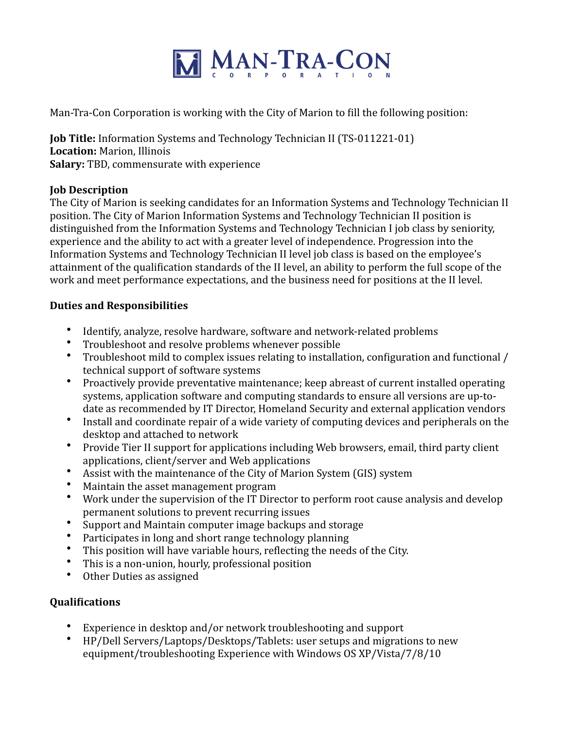# MAN-TRA-CON CORPORATION

Man-Tra-Con Corporation is working with the City of Marion to fill the following position:

**Job Title:** Information Systems and Technology Technician II (TS-011221-01)
**Location:** Marion, Illinois
**Salary:** TBD, commensurate with experience

**Job Description**

The City of Marion is seeking candidates for an Information Systems and Technology Technician II position. The City of Marion Information Systems and Technology Technician II position is distinguished from the Information Systems and Technology Technician I job class by seniority, experience and the ability to act with a greater level of independence. Progression into the Information Systems and Technology Technician II level job class is based on the employee's attainment of the qualification standards of the II level, an ability to perform the full scope of the work and meet performance expectations, and the business need for positions at the II level.

**Duties and Responsibilities**

- Identify, analyze, resolve hardware, software and network-related problems
- Troubleshoot and resolve problems whenever possible
- Troubleshoot mild to complex issues relating to installation, configuration and functional / technical support of software systems
- Proactively provide preventative maintenance; keep abreast of current installed operating systems, application software and computing standards to ensure all versions are up-to-date as recommended by IT Director, Homeland Security and external application vendors
- Install and coordinate repair of a wide variety of computing devices and peripherals on the desktop and attached to network
- Provide Tier II support for applications including Web browsers, email, third party client applications, client/server and Web applications
- Assist with the maintenance of the City of Marion System (GIS) system
- Maintain the asset management program
- Work under the supervision of the IT Director to perform root cause analysis and develop permanent solutions to prevent recurring issues
- Support and Maintain computer image backups and storage
- Participates in long and short range technology planning
- This position will have variable hours, reflecting the needs of the City.
- This is a non-union, hourly, professional position
- Other Duties as assigned

**Qualifications**

- Experience in desktop and/or network troubleshooting and support
- HP/Dell Servers/Laptops/Desktops/Tablets: user setups and migrations to new equipment/troubleshooting Experience with Windows OS XP/Vista/7/8/10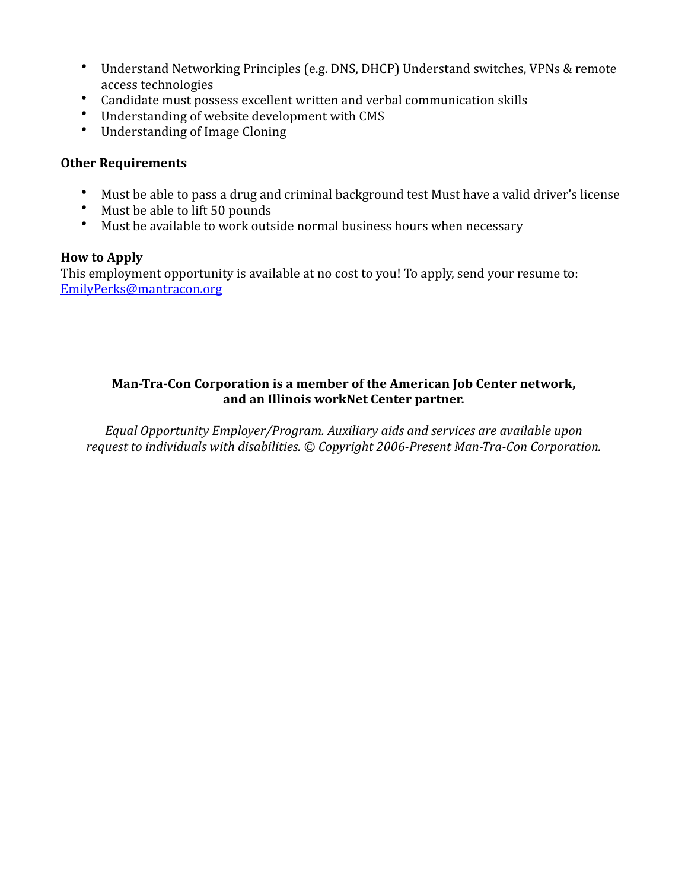- Understand Networking Principles (e.g. DNS, DHCP) Understand switches, VPNs & remote access technologies
- Candidate must possess excellent written and verbal communication skills
- Understanding of website development with CMS
- Understanding of Image Cloning

**Other Requirements**

- Must be able to pass a drug and criminal background test Must have a valid driver's license
- Must be able to lift 50 pounds
- Must be available to work outside normal business hours when necessary

**How to Apply**

This employment opportunity is available at no cost to you! To apply, send your resume to: EmilyPerks@mantracon.org

**Man-Tra-Con Corporation is a member of the American Job Center network, and an Illinois workNet Center partner.**

*Equal Opportunity Employer/Program. Auxiliary aids and services are available upon request to individuals with disabilities. © Copyright 2006-Present Man-Tra-Con Corporation.*